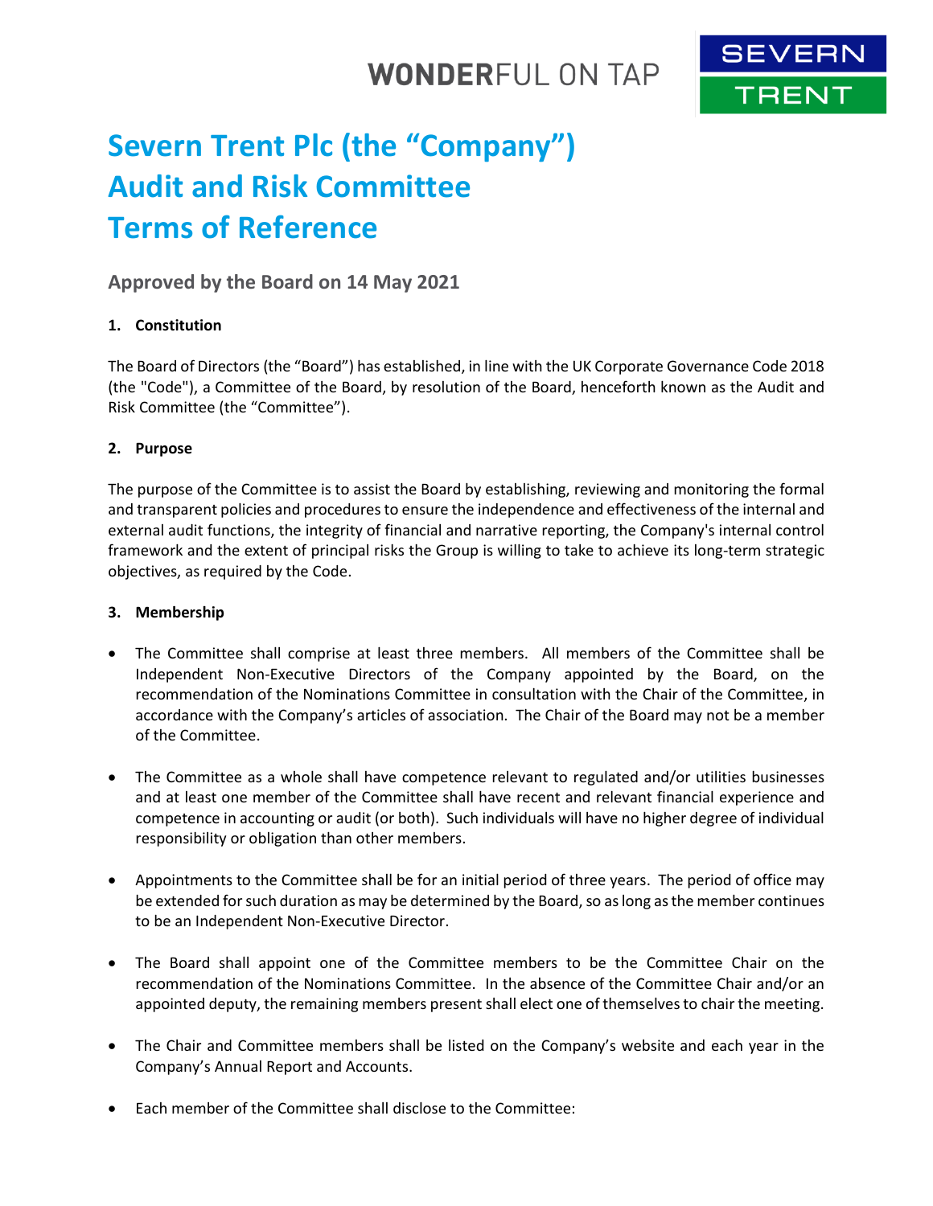# Severn Trent Plc (the "Company")
# Audit and Risk Committee
# Terms of Reference

## Approved by the Board on 14 May 2021

**1. Constitution**

The Board of Directors (the "Board") has established, in line with the UK Corporate Governance Code 2018 (the "Code"), a Committee of the Board, by resolution of the Board, henceforth known as the Audit and Risk Committee (the "Committee").

**2. Purpose**

The purpose of the Committee is to assist the Board by establishing, reviewing and monitoring the formal and transparent policies and procedures to ensure the independence and effectiveness of the internal and external audit functions, the integrity of financial and narrative reporting, the Company's internal control framework and the extent of principal risks the Group is willing to take to achieve its long-term strategic objectives, as required by the Code.

**3. Membership**

- The Committee shall comprise at least three members. All members of the Committee shall be Independent Non-Executive Directors of the Company appointed by the Board, on the recommendation of the Nominations Committee in consultation with the Chair of the Committee, in accordance with the Company's articles of association. The Chair of the Board may not be a member of the Committee.

- The Committee as a whole shall have competence relevant to regulated and/or utilities businesses and at least one member of the Committee shall have recent and relevant financial experience and competence in accounting or audit (or both). Such individuals will have no higher degree of individual responsibility or obligation than other members.

- Appointments to the Committee shall be for an initial period of three years. The period of office may be extended for such duration as may be determined by the Board, so as long as the member continues to be an Independent Non-Executive Director.

- The Board shall appoint one of the Committee members to be the Committee Chair on the recommendation of the Nominations Committee. In the absence of the Committee Chair and/or an appointed deputy, the remaining members present shall elect one of themselves to chair the meeting.

- The Chair and Committee members shall be listed on the Company's website and each year in the Company's Annual Report and Accounts.

- Each member of the Committee shall disclose to the Committee: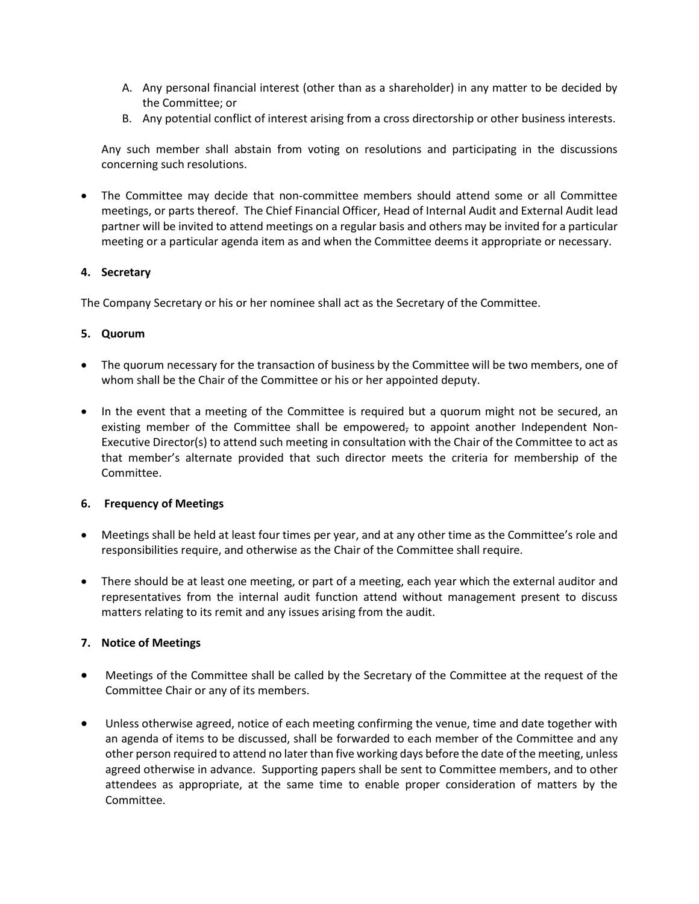A. Any personal financial interest (other than as a shareholder) in any matter to be decided by the Committee; or
B. Any potential conflict of interest arising from a cross directorship or other business interests.

Any such member shall abstain from voting on resolutions and participating in the discussions concerning such resolutions.

- The Committee may decide that non-committee members should attend some or all Committee meetings, or parts thereof. The Chief Financial Officer, Head of Internal Audit and External Audit lead partner will be invited to attend meetings on a regular basis and others may be invited for a particular meeting or a particular agenda item as and when the Committee deems it appropriate or necessary.

**4. Secretary**

The Company Secretary or his or her nominee shall act as the Secretary of the Committee.

**5. Quorum**

- The quorum necessary for the transaction of business by the Committee will be two members, one of whom shall be the Chair of the Committee or his or her appointed deputy.
- In the event that a meeting of the Committee is required but a quorum might not be secured, an existing member of the Committee shall be empowered, to appoint another Independent Non-Executive Director(s) to attend such meeting in consultation with the Chair of the Committee to act as that member's alternate provided that such director meets the criteria for membership of the Committee.

**6. Frequency of Meetings**

- Meetings shall be held at least four times per year, and at any other time as the Committee's role and responsibilities require, and otherwise as the Chair of the Committee shall require.
- There should be at least one meeting, or part of a meeting, each year which the external auditor and representatives from the internal audit function attend without management present to discuss matters relating to its remit and any issues arising from the audit.

**7. Notice of Meetings**

- Meetings of the Committee shall be called by the Secretary of the Committee at the request of the Committee Chair or any of its members.
- Unless otherwise agreed, notice of each meeting confirming the venue, time and date together with an agenda of items to be discussed, shall be forwarded to each member of the Committee and any other person required to attend no later than five working days before the date of the meeting, unless agreed otherwise in advance. Supporting papers shall be sent to Committee members, and to other attendees as appropriate, at the same time to enable proper consideration of matters by the Committee.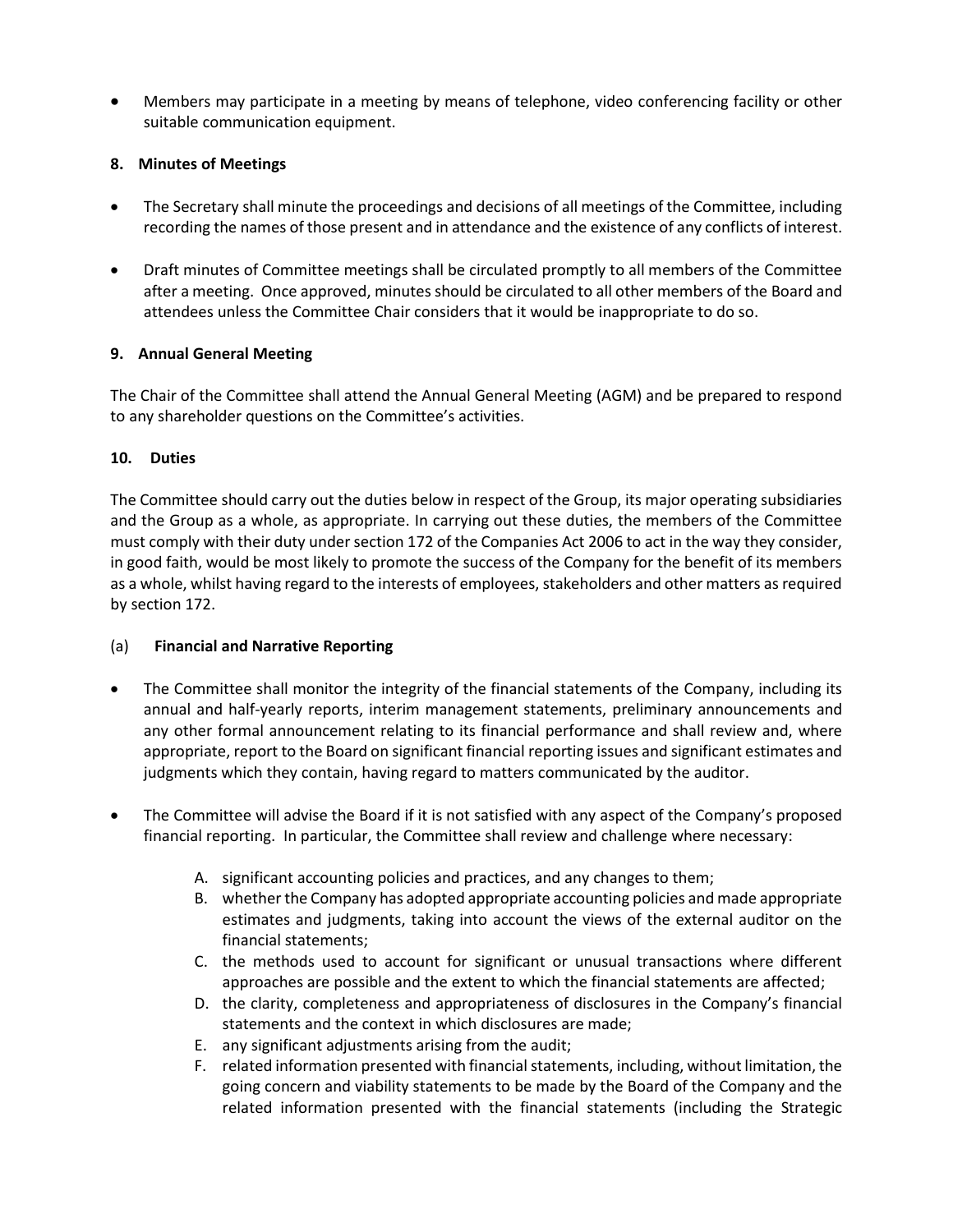- Members may participate in a meeting by means of telephone, video conferencing facility or other suitable communication equipment.

**8. Minutes of Meetings**

- The Secretary shall minute the proceedings and decisions of all meetings of the Committee, including recording the names of those present and in attendance and the existence of any conflicts of interest.
- Draft minutes of Committee meetings shall be circulated promptly to all members of the Committee after a meeting. Once approved, minutes should be circulated to all other members of the Board and attendees unless the Committee Chair considers that it would be inappropriate to do so.

**9. Annual General Meeting**

The Chair of the Committee shall attend the Annual General Meeting (AGM) and be prepared to respond to any shareholder questions on the Committee's activities.

**10. Duties**

The Committee should carry out the duties below in respect of the Group, its major operating subsidiaries and the Group as a whole, as appropriate. In carrying out these duties, the members of the Committee must comply with their duty under section 172 of the Companies Act 2006 to act in the way they consider, in good faith, would be most likely to promote the success of the Company for the benefit of its members as a whole, whilst having regard to the interests of employees, stakeholders and other matters as required by section 172.

(a) **Financial and Narrative Reporting**

- The Committee shall monitor the integrity of the financial statements of the Company, including its annual and half-yearly reports, interim management statements, preliminary announcements and any other formal announcement relating to its financial performance and shall review and, where appropriate, report to the Board on significant financial reporting issues and significant estimates and judgments which they contain, having regard to matters communicated by the auditor.
- The Committee will advise the Board if it is not satisfied with any aspect of the Company's proposed financial reporting. In particular, the Committee shall review and challenge where necessary:

  A. significant accounting policies and practices, and any changes to them;
  B. whether the Company has adopted appropriate accounting policies and made appropriate estimates and judgments, taking into account the views of the external auditor on the financial statements;
  C. the methods used to account for significant or unusual transactions where different approaches are possible and the extent to which the financial statements are affected;
  D. the clarity, completeness and appropriateness of disclosures in the Company's financial statements and the context in which disclosures are made;
  E. any significant adjustments arising from the audit;
  F. related information presented with financial statements, including, without limitation, the going concern and viability statements to be made by the Board of the Company and the related information presented with the financial statements (including the Strategic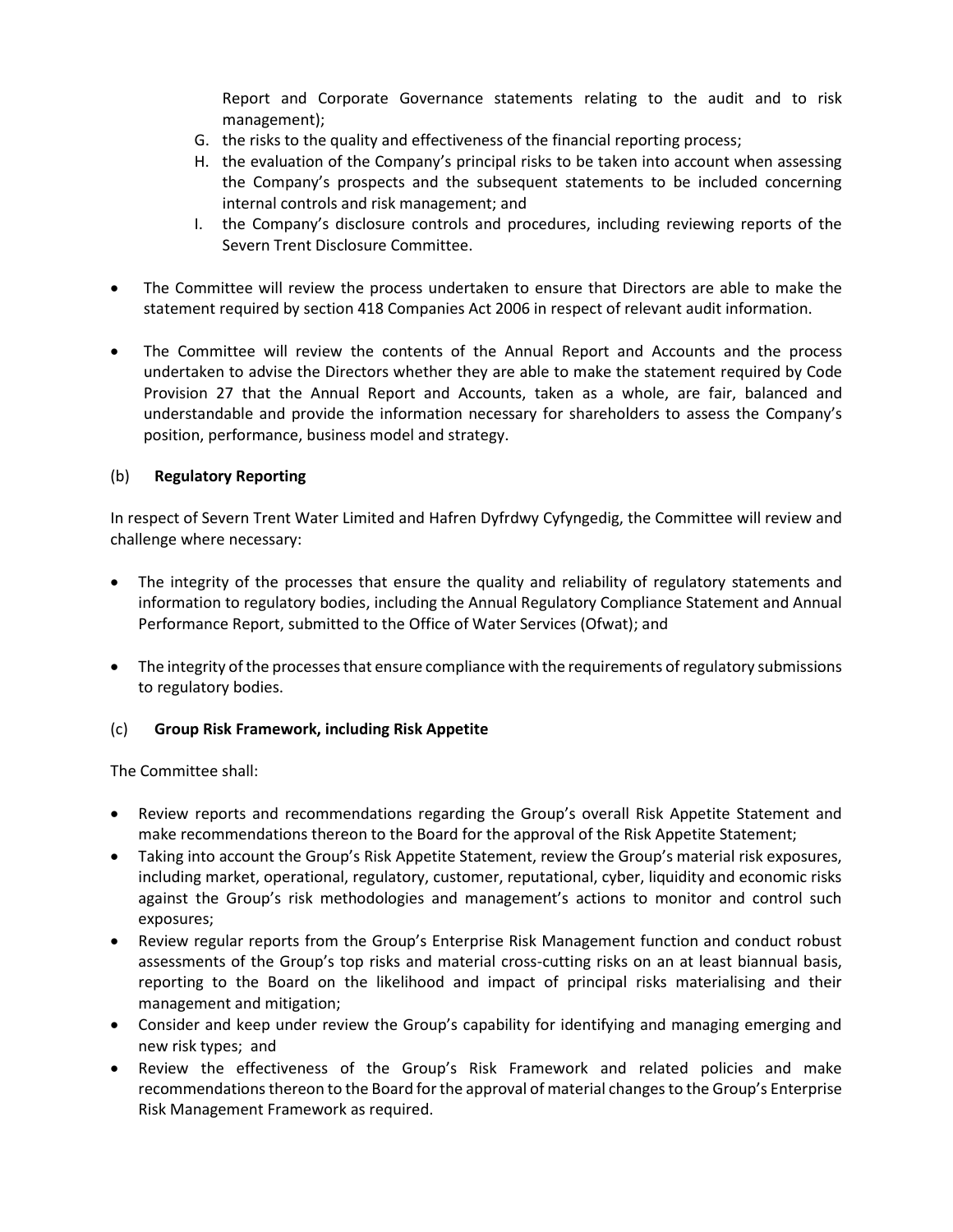Report and Corporate Governance statements relating to the audit and to risk management);

G. the risks to the quality and effectiveness of the financial reporting process;
H. the evaluation of the Company's principal risks to be taken into account when assessing the Company's prospects and the subsequent statements to be included concerning internal controls and risk management; and
I. the Company's disclosure controls and procedures, including reviewing reports of the Severn Trent Disclosure Committee.

- The Committee will review the process undertaken to ensure that Directors are able to make the statement required by section 418 Companies Act 2006 in respect of relevant audit information.

- The Committee will review the contents of the Annual Report and Accounts and the process undertaken to advise the Directors whether they are able to make the statement required by Code Provision 27 that the Annual Report and Accounts, taken as a whole, are fair, balanced and understandable and provide the information necessary for shareholders to assess the Company's position, performance, business model and strategy.

(b) **Regulatory Reporting**

In respect of Severn Trent Water Limited and Hafren Dyfrdwy Cyfyngedig, the Committee will review and challenge where necessary:

- The integrity of the processes that ensure the quality and reliability of regulatory statements and information to regulatory bodies, including the Annual Regulatory Compliance Statement and Annual Performance Report, submitted to the Office of Water Services (Ofwat); and

- The integrity of the processes that ensure compliance with the requirements of regulatory submissions to regulatory bodies.

(c) **Group Risk Framework, including Risk Appetite**

The Committee shall:

- Review reports and recommendations regarding the Group's overall Risk Appetite Statement and make recommendations thereon to the Board for the approval of the Risk Appetite Statement;
- Taking into account the Group's Risk Appetite Statement, review the Group's material risk exposures, including market, operational, regulatory, customer, reputational, cyber, liquidity and economic risks against the Group's risk methodologies and management's actions to monitor and control such exposures;
- Review regular reports from the Group's Enterprise Risk Management function and conduct robust assessments of the Group's top risks and material cross-cutting risks on an at least biannual basis, reporting to the Board on the likelihood and impact of principal risks materialising and their management and mitigation;
- Consider and keep under review the Group's capability for identifying and managing emerging and new risk types; and
- Review the effectiveness of the Group's Risk Framework and related policies and make recommendations thereon to the Board for the approval of material changes to the Group's Enterprise Risk Management Framework as required.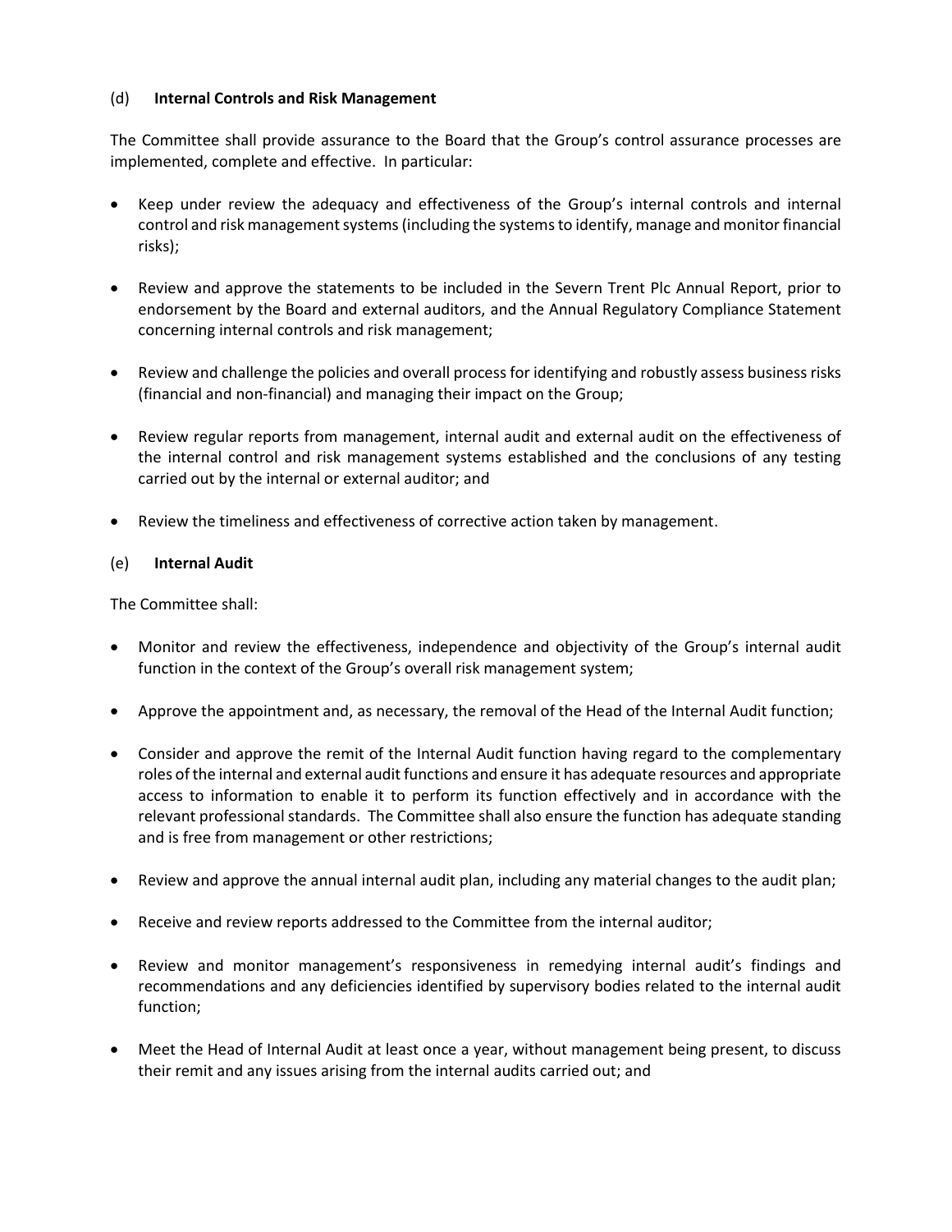(d) **Internal Controls and Risk Management**

The Committee shall provide assurance to the Board that the Group's control assurance processes are implemented, complete and effective. In particular:

- Keep under review the adequacy and effectiveness of the Group's internal controls and internal control and risk management systems (including the systems to identify, manage and monitor financial risks);

- Review and approve the statements to be included in the Severn Trent Plc Annual Report, prior to endorsement by the Board and external auditors, and the Annual Regulatory Compliance Statement concerning internal controls and risk management;

- Review and challenge the policies and overall process for identifying and robustly assess business risks (financial and non-financial) and managing their impact on the Group;

- Review regular reports from management, internal audit and external audit on the effectiveness of the internal control and risk management systems established and the conclusions of any testing carried out by the internal or external auditor; and

- Review the timeliness and effectiveness of corrective action taken by management.

(e) **Internal Audit**

The Committee shall:

- Monitor and review the effectiveness, independence and objectivity of the Group's internal audit function in the context of the Group's overall risk management system;

- Approve the appointment and, as necessary, the removal of the Head of the Internal Audit function;

- Consider and approve the remit of the Internal Audit function having regard to the complementary roles of the internal and external audit functions and ensure it has adequate resources and appropriate access to information to enable it to perform its function effectively and in accordance with the relevant professional standards. The Committee shall also ensure the function has adequate standing and is free from management or other restrictions;

- Review and approve the annual internal audit plan, including any material changes to the audit plan;

- Receive and review reports addressed to the Committee from the internal auditor;

- Review and monitor management's responsiveness in remedying internal audit's findings and recommendations and any deficiencies identified by supervisory bodies related to the internal audit function;

- Meet the Head of Internal Audit at least once a year, without management being present, to discuss their remit and any issues arising from the internal audits carried out; and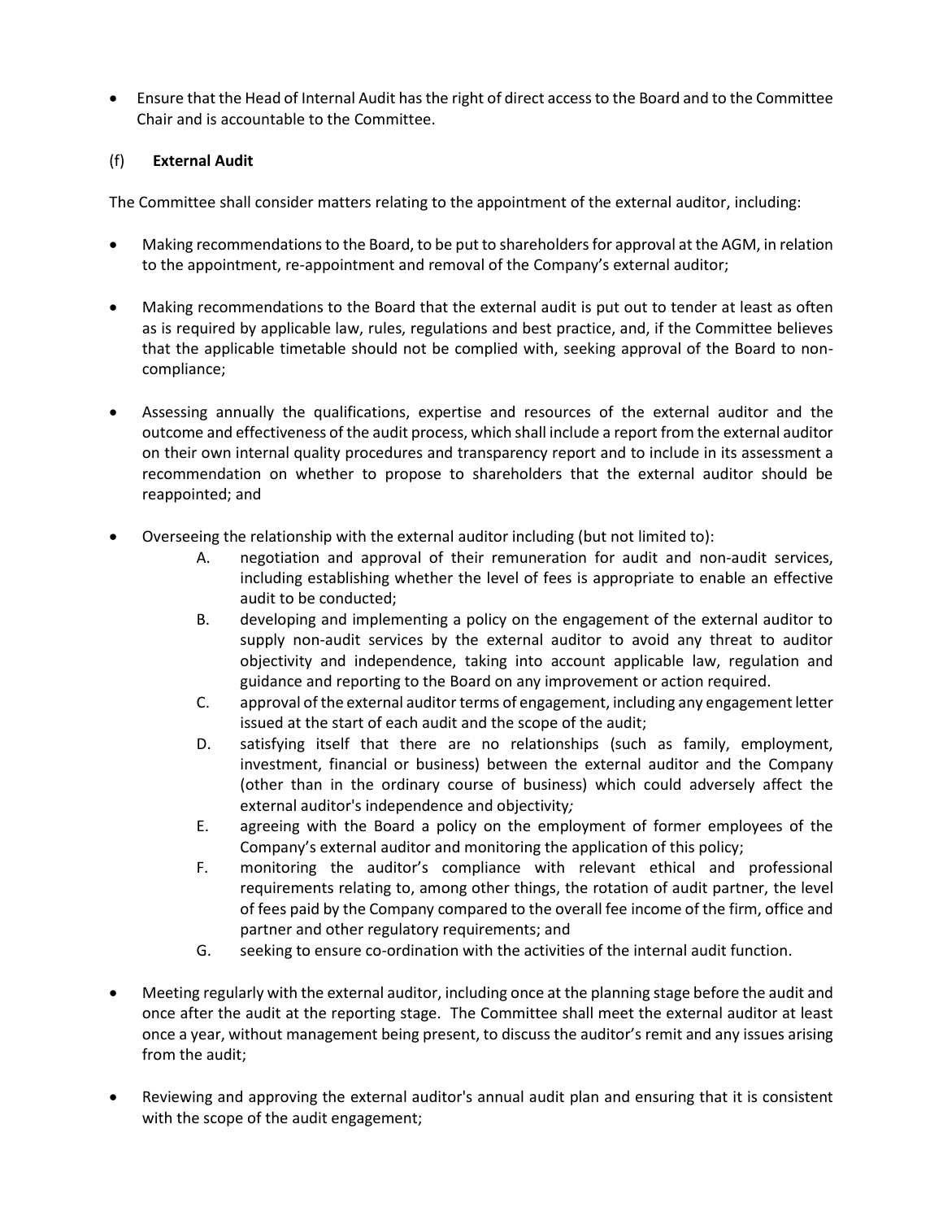- Ensure that the Head of Internal Audit has the right of direct access to the Board and to the Committee Chair and is accountable to the Committee.

(f) **External Audit**

The Committee shall consider matters relating to the appointment of the external auditor, including:

- Making recommendations to the Board, to be put to shareholders for approval at the AGM, in relation to the appointment, re-appointment and removal of the Company's external auditor;

- Making recommendations to the Board that the external audit is put out to tender at least as often as is required by applicable law, rules, regulations and best practice, and, if the Committee believes that the applicable timetable should not be complied with, seeking approval of the Board to non-compliance;

- Assessing annually the qualifications, expertise and resources of the external auditor and the outcome and effectiveness of the audit process, which shall include a report from the external auditor on their own internal quality procedures and transparency report and to include in its assessment a recommendation on whether to propose to shareholders that the external auditor should be reappointed; and

- Overseeing the relationship with the external auditor including (but not limited to):
    - A. negotiation and approval of their remuneration for audit and non-audit services, including establishing whether the level of fees is appropriate to enable an effective audit to be conducted;
    - B. developing and implementing a policy on the engagement of the external auditor to supply non-audit services by the external auditor to avoid any threat to auditor objectivity and independence, taking into account applicable law, regulation and guidance and reporting to the Board on any improvement or action required.
    - C. approval of the external auditor terms of engagement, including any engagement letter issued at the start of each audit and the scope of the audit;
    - D. satisfying itself that there are no relationships (such as family, employment, investment, financial or business) between the external auditor and the Company (other than in the ordinary course of business) which could adversely affect the external auditor's independence and objectivity*;*
    - E. agreeing with the Board a policy on the employment of former employees of the Company's external auditor and monitoring the application of this policy;
    - F. monitoring the auditor's compliance with relevant ethical and professional requirements relating to, among other things, the rotation of audit partner, the level of fees paid by the Company compared to the overall fee income of the firm, office and partner and other regulatory requirements; and
    - G. seeking to ensure co-ordination with the activities of the internal audit function.

- Meeting regularly with the external auditor, including once at the planning stage before the audit and once after the audit at the reporting stage. The Committee shall meet the external auditor at least once a year, without management being present, to discuss the auditor's remit and any issues arising from the audit;

- Reviewing and approving the external auditor's annual audit plan and ensuring that it is consistent with the scope of the audit engagement;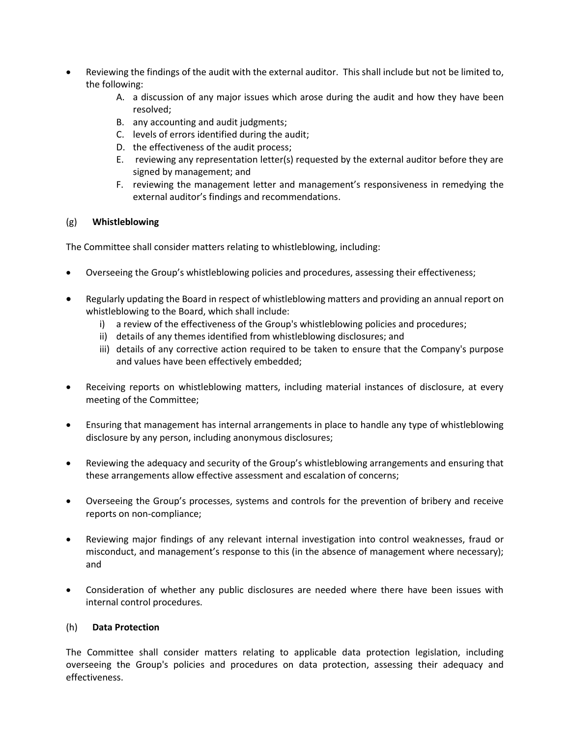- Reviewing the findings of the audit with the external auditor. This shall include but not be limited to, the following:
  - A. a discussion of any major issues which arose during the audit and how they have been resolved;
  - B. any accounting and audit judgments;
  - C. levels of errors identified during the audit;
  - D. the effectiveness of the audit process;
  - E. reviewing any representation letter(s) requested by the external auditor before they are signed by management; and
  - F. reviewing the management letter and management's responsiveness in remedying the external auditor's findings and recommendations.

(g) **Whistleblowing**

The Committee shall consider matters relating to whistleblowing, including:

- Overseeing the Group's whistleblowing policies and procedures, assessing their effectiveness;
- Regularly updating the Board in respect of whistleblowing matters and providing an annual report on whistleblowing to the Board, which shall include:
  - i) a review of the effectiveness of the Group's whistleblowing policies and procedures;
  - ii) details of any themes identified from whistleblowing disclosures; and
  - iii) details of any corrective action required to be taken to ensure that the Company's purpose and values have been effectively embedded;
- Receiving reports on whistleblowing matters, including material instances of disclosure, at every meeting of the Committee;
- Ensuring that management has internal arrangements in place to handle any type of whistleblowing disclosure by any person, including anonymous disclosures;
- Reviewing the adequacy and security of the Group's whistleblowing arrangements and ensuring that these arrangements allow effective assessment and escalation of concerns;
- Overseeing the Group's processes, systems and controls for the prevention of bribery and receive reports on non-compliance;
- Reviewing major findings of any relevant internal investigation into control weaknesses, fraud or misconduct, and management's response to this (in the absence of management where necessary); and
- Consideration of whether any public disclosures are needed where there have been issues with internal control procedures.

(h) **Data Protection**

The Committee shall consider matters relating to applicable data protection legislation, including overseeing the Group's policies and procedures on data protection, assessing their adequacy and effectiveness.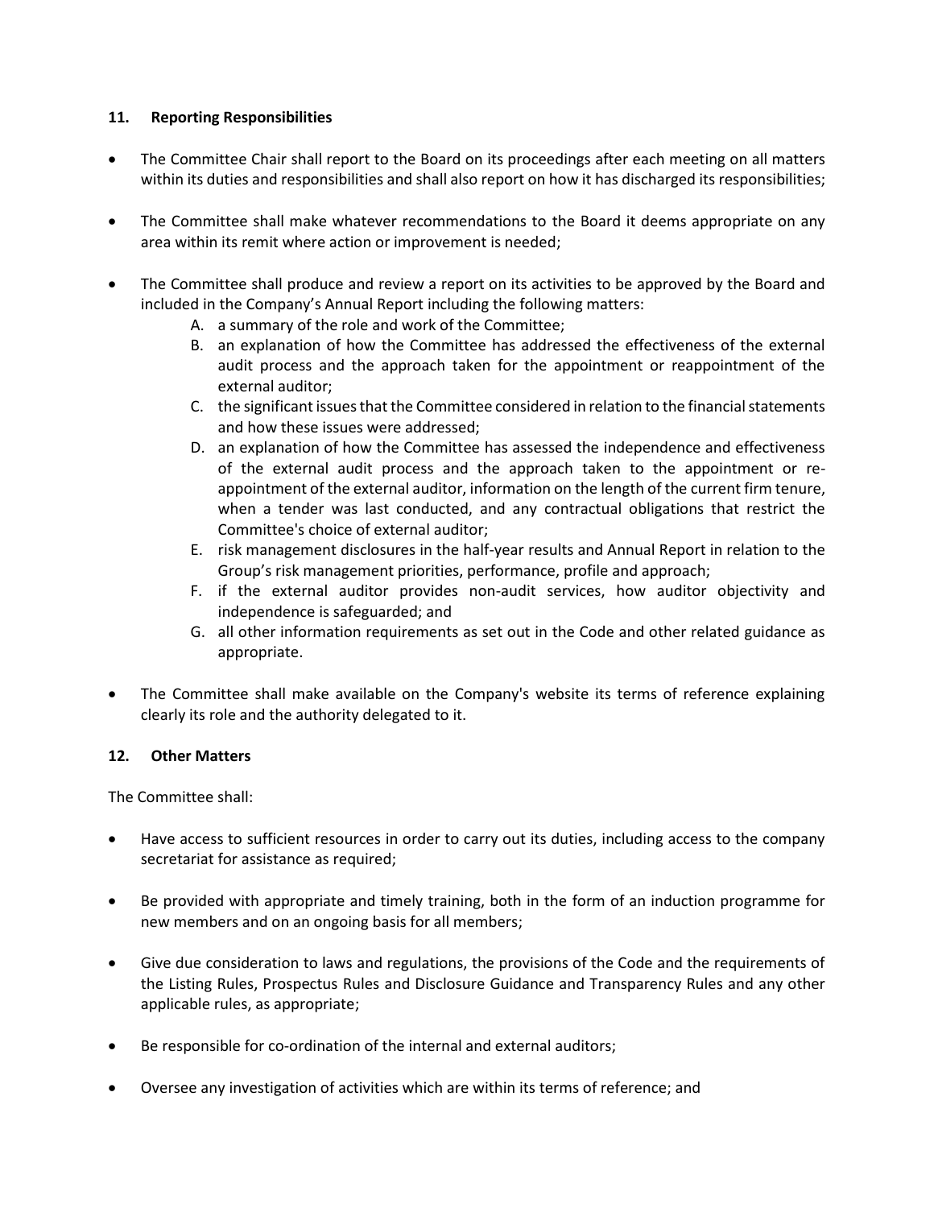## 11. Reporting Responsibilities

- The Committee Chair shall report to the Board on its proceedings after each meeting on all matters within its duties and responsibilities and shall also report on how it has discharged its responsibilities;

- The Committee shall make whatever recommendations to the Board it deems appropriate on any area within its remit where action or improvement is needed;

- The Committee shall produce and review a report on its activities to be approved by the Board and included in the Company's Annual Report including the following matters:
  A. a summary of the role and work of the Committee;
  B. an explanation of how the Committee has addressed the effectiveness of the external audit process and the approach taken for the appointment or reappointment of the external auditor;
  C. the significant issues that the Committee considered in relation to the financial statements and how these issues were addressed;
  D. an explanation of how the Committee has assessed the independence and effectiveness of the external audit process and the approach taken to the appointment or re-appointment of the external auditor, information on the length of the current firm tenure, when a tender was last conducted, and any contractual obligations that restrict the Committee's choice of external auditor;
  E. risk management disclosures in the half-year results and Annual Report in relation to the Group's risk management priorities, performance, profile and approach;
  F. if the external auditor provides non-audit services, how auditor objectivity and independence is safeguarded; and
  G. all other information requirements as set out in the Code and other related guidance as appropriate.

- The Committee shall make available on the Company's website its terms of reference explaining clearly its role and the authority delegated to it.

## 12. Other Matters

The Committee shall:

- Have access to sufficient resources in order to carry out its duties, including access to the company secretariat for assistance as required;

- Be provided with appropriate and timely training, both in the form of an induction programme for new members and on an ongoing basis for all members;

- Give due consideration to laws and regulations, the provisions of the Code and the requirements of the Listing Rules, Prospectus Rules and Disclosure Guidance and Transparency Rules and any other applicable rules, as appropriate;

- Be responsible for co-ordination of the internal and external auditors;

- Oversee any investigation of activities which are within its terms of reference; and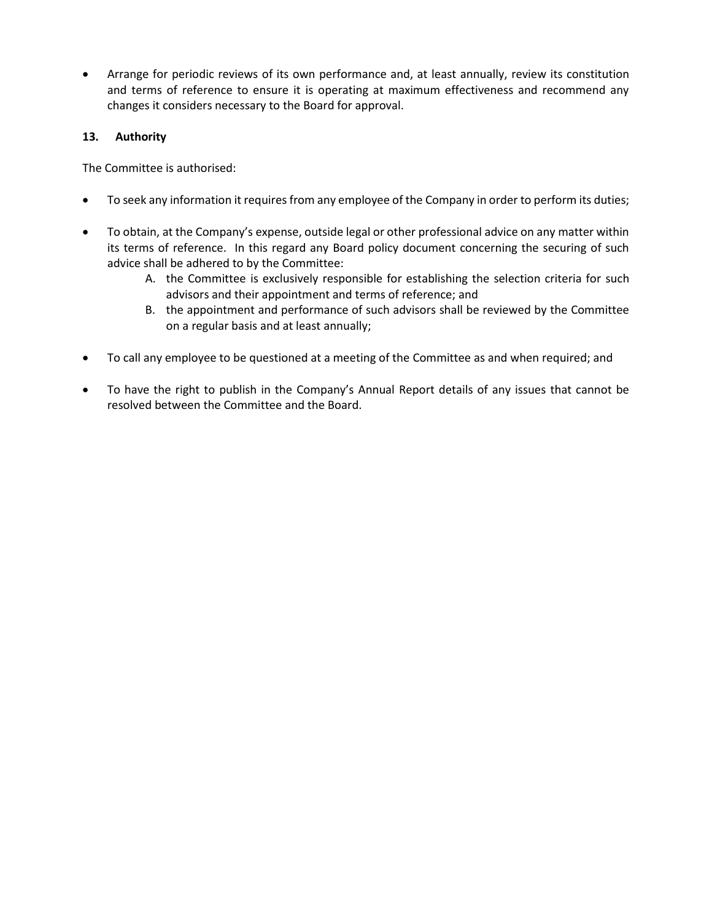- Arrange for periodic reviews of its own performance and, at least annually, review its constitution and terms of reference to ensure it is operating at maximum effectiveness and recommend any changes it considers necessary to the Board for approval.

## 13. Authority

The Committee is authorised:

- To seek any information it requires from any employee of the Company in order to perform its duties;

- To obtain, at the Company's expense, outside legal or other professional advice on any matter within its terms of reference. In this regard any Board policy document concerning the securing of such advice shall be adhered to by the Committee:
    A. the Committee is exclusively responsible for establishing the selection criteria for such advisors and their appointment and terms of reference; and
    B. the appointment and performance of such advisors shall be reviewed by the Committee on a regular basis and at least annually;

- To call any employee to be questioned at a meeting of the Committee as and when required; and

- To have the right to publish in the Company's Annual Report details of any issues that cannot be resolved between the Committee and the Board.